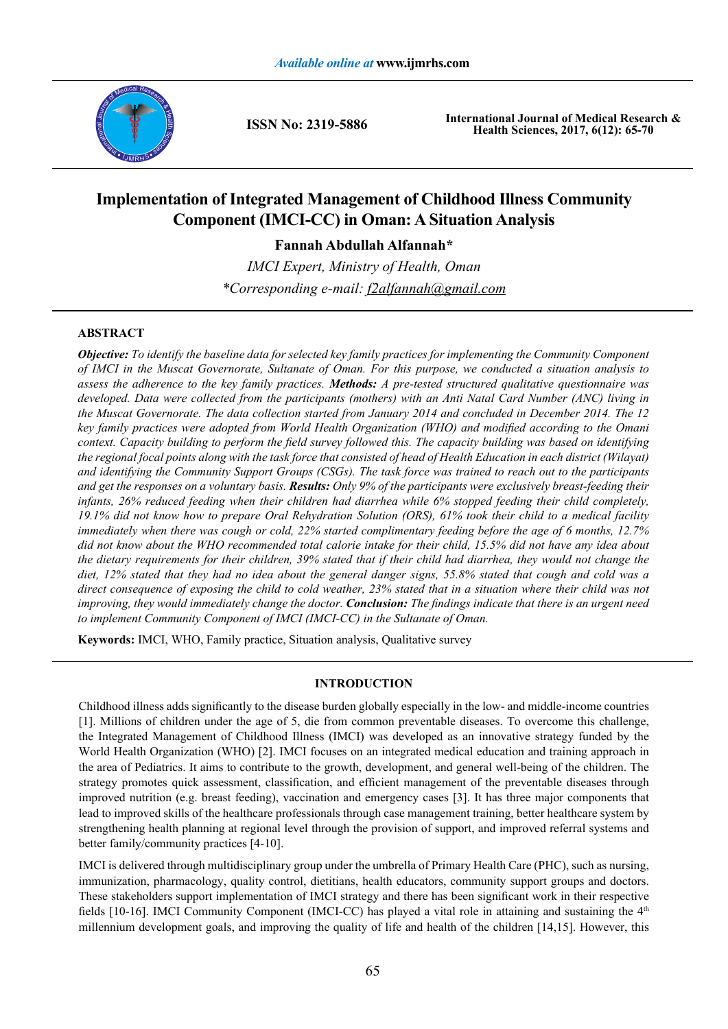# Implementation of Integrated Management of Childhood Illness Community Component (IMCI-CC) in Oman: A Situation Analysis

**Fannah Abdullah Alfannah***

*IMCI Expert, Ministry of Health, Oman*

**Corresponding e-mail: f2alfannah@gmail.com*

## ABSTRACT

***Objective:*** *To identify the baseline data for selected key family practices for implementing the Community Component of IMCI in the Muscat Governorate, Sultanate of Oman. For this purpose, we conducted a situation analysis to assess the adherence to the key family practices.* ***Methods:*** *A pre-tested structured qualitative questionnaire was developed. Data were collected from the participants (mothers) with an Anti Natal Card Number (ANC) living in the Muscat Governorate. The data collection started from January 2014 and concluded in December 2014. The 12 key family practices were adopted from World Health Organization (WHO) and modified according to the Omani context. Capacity building to perform the field survey followed this. The capacity building was based on identifying the regional focal points along with the task force that consisted of head of Health Education in each district (Wilayat) and identifying the Community Support Groups (CSGs). The task force was trained to reach out to the participants and get the responses on a voluntary basis.* ***Results:*** *Only 9% of the participants were exclusively breast-feeding their infants, 26% reduced feeding when their children had diarrhea while 6% stopped feeding their child completely, 19.1% did not know how to prepare Oral Rehydration Solution (ORS), 61% took their child to a medical facility immediately when there was cough or cold, 22% started complimentary feeding before the age of 6 months, 12.7% did not know about the WHO recommended total calorie intake for their child, 15.5% did not have any idea about the dietary requirements for their children, 39% stated that if their child had diarrhea, they would not change the diet, 12% stated that they had no idea about the general danger signs, 55.8% stated that cough and cold was a direct consequence of exposing the child to cold weather, 23% stated that in a situation where their child was not improving, they would immediately change the doctor.* ***Conclusion:*** *The findings indicate that there is an urgent need to implement Community Component of IMCI (IMCI-CC) in the Sultanate of Oman.*

**Keywords:** IMCI, WHO, Family practice, Situation analysis, Qualitative survey

## INTRODUCTION

Childhood illness adds significantly to the disease burden globally especially in the low- and middle-income countries [1]. Millions of children under the age of 5, die from common preventable diseases. To overcome this challenge, the Integrated Management of Childhood Illness (IMCI) was developed as an innovative strategy funded by the World Health Organization (WHO) [2]. IMCI focuses on an integrated medical education and training approach in the area of Pediatrics. It aims to contribute to the growth, development, and general well-being of the children. The strategy promotes quick assessment, classification, and efficient management of the preventable diseases through improved nutrition (e.g. breast feeding), vaccination and emergency cases [3]. It has three major components that lead to improved skills of the healthcare professionals through case management training, better healthcare system by strengthening health planning at regional level through the provision of support, and improved referral systems and better family/community practices [4-10].

IMCI is delivered through multidisciplinary group under the umbrella of Primary Health Care (PHC), such as nursing, immunization, pharmacology, quality control, dietitians, health educators, community support groups and doctors. These stakeholders support implementation of IMCI strategy and there has been significant work in their respective fields [10-16]. IMCI Community Component (IMCI-CC) has played a vital role in attaining and sustaining the 4th millennium development goals, and improving the quality of life and health of the children [14,15]. However, this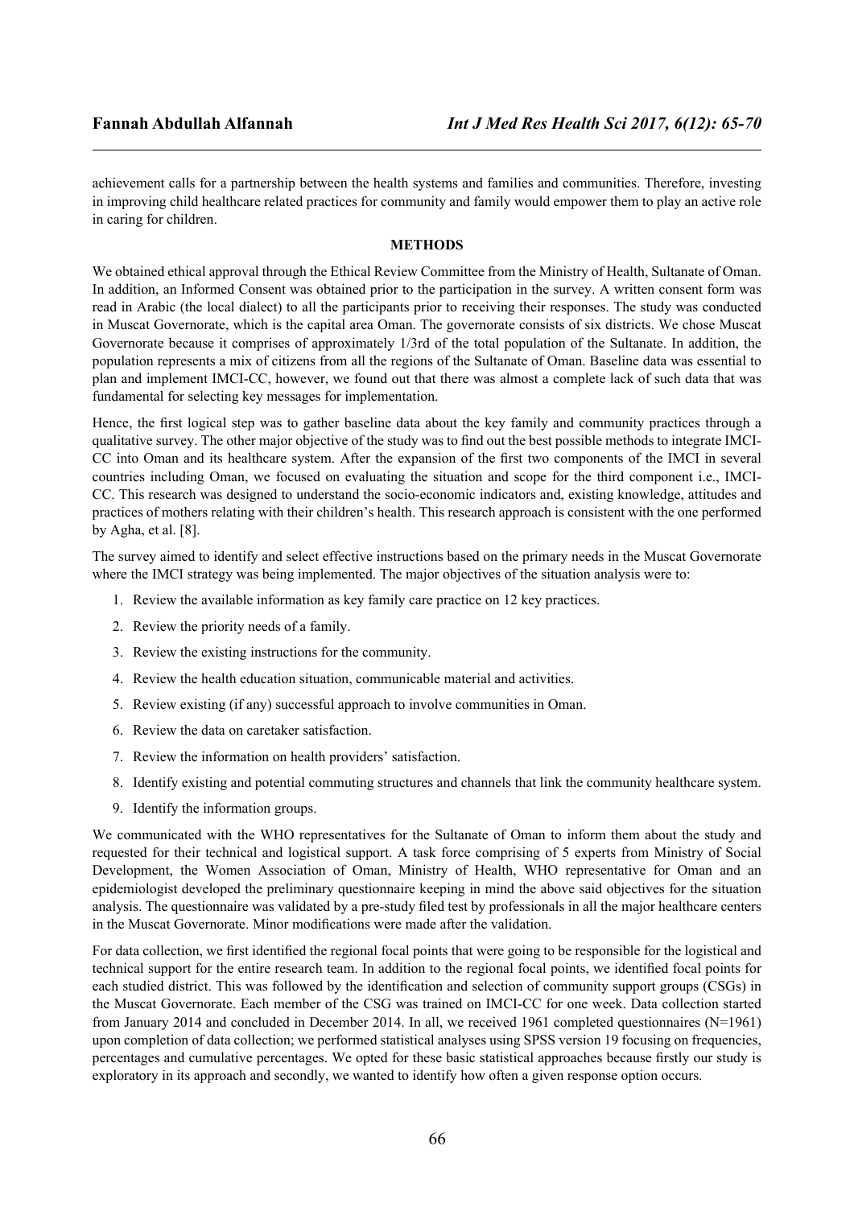achievement calls for a partnership between the health systems and families and communities. Therefore, investing in improving child healthcare related practices for community and family would empower them to play an active role in caring for children.

## METHODS

We obtained ethical approval through the Ethical Review Committee from the Ministry of Health, Sultanate of Oman. In addition, an Informed Consent was obtained prior to the participation in the survey. A written consent form was read in Arabic (the local dialect) to all the participants prior to receiving their responses. The study was conducted in Muscat Governorate, which is the capital area Oman. The governorate consists of six districts. We chose Muscat Governorate because it comprises of approximately 1/3rd of the total population of the Sultanate. In addition, the population represents a mix of citizens from all the regions of the Sultanate of Oman. Baseline data was essential to plan and implement IMCI-CC, however, we found out that there was almost a complete lack of such data that was fundamental for selecting key messages for implementation.

Hence, the first logical step was to gather baseline data about the key family and community practices through a qualitative survey. The other major objective of the study was to find out the best possible methods to integrate IMCI-CC into Oman and its healthcare system. After the expansion of the first two components of the IMCI in several countries including Oman, we focused on evaluating the situation and scope for the third component i.e., IMCI-CC. This research was designed to understand the socio-economic indicators and, existing knowledge, attitudes and practices of mothers relating with their children's health. This research approach is consistent with the one performed by Agha, et al. [8].

The survey aimed to identify and select effective instructions based on the primary needs in the Muscat Governorate where the IMCI strategy was being implemented. The major objectives of the situation analysis were to:

1. Review the available information as key family care practice on 12 key practices.
2. Review the priority needs of a family.
3. Review the existing instructions for the community.
4. Review the health education situation, communicable material and activities.
5. Review existing (if any) successful approach to involve communities in Oman.
6. Review the data on caretaker satisfaction.
7. Review the information on health providers' satisfaction.
8. Identify existing and potential commuting structures and channels that link the community healthcare system.
9. Identify the information groups.

We communicated with the WHO representatives for the Sultanate of Oman to inform them about the study and requested for their technical and logistical support. A task force comprising of 5 experts from Ministry of Social Development, the Women Association of Oman, Ministry of Health, WHO representative for Oman and an epidemiologist developed the preliminary questionnaire keeping in mind the above said objectives for the situation analysis. The questionnaire was validated by a pre-study filed test by professionals in all the major healthcare centers in the Muscat Governorate. Minor modifications were made after the validation.

For data collection, we first identified the regional focal points that were going to be responsible for the logistical and technical support for the entire research team. In addition to the regional focal points, we identified focal points for each studied district. This was followed by the identification and selection of community support groups (CSGs) in the Muscat Governorate. Each member of the CSG was trained on IMCI-CC for one week. Data collection started from January 2014 and concluded in December 2014. In all, we received 1961 completed questionnaires (N=1961) upon completion of data collection; we performed statistical analyses using SPSS version 19 focusing on frequencies, percentages and cumulative percentages. We opted for these basic statistical approaches because firstly our study is exploratory in its approach and secondly, we wanted to identify how often a given response option occurs.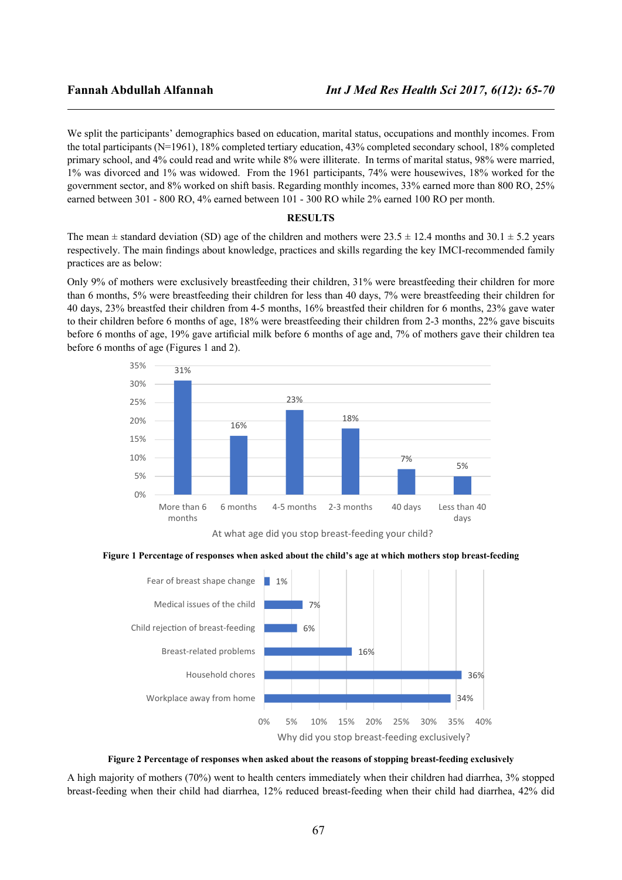We split the participants' demographics based on education, marital status, occupations and monthly incomes. From the total participants (N=1961), 18% completed tertiary education, 43% completed secondary school, 18% completed primary school, and 4% could read and write while 8% were illiterate. In terms of marital status, 98% were married, 1% was divorced and 1% was widowed. From the 1961 participants, 74% were housewives, 18% worked for the government sector, and 8% worked on shift basis. Regarding monthly incomes, 33% earned more than 800 RO, 25% earned between 301 - 800 RO, 4% earned between 101 - 300 RO while 2% earned 100 RO per month.

## RESULTS

The mean ± standard deviation (SD) age of the children and mothers were 23.5 ± 12.4 months and 30.1 ± 5.2 years respectively. The main findings about knowledge, practices and skills regarding the key IMCI-recommended family practices are as below:

Only 9% of mothers were exclusively breastfeeding their children, 31% were breastfeeding their children for more than 6 months, 5% were breastfeeding their children for less than 40 days, 7% were breastfeeding their children for 40 days, 23% breastfed their children from 4-5 months, 16% breastfed their children for 6 months, 23% gave water to their children before 6 months of age, 18% were breastfeeding their children from 2-3 months, 22% gave biscuits before 6 months of age, 19% gave artificial milk before 6 months of age and, 7% of mothers gave their children tea before 6 months of age (Figures 1 and 2).

| At what age did you stop breast-feeding your child? | Percentage |
|---|---|
| More than 6 months | 31% |
| 6 months | 16% |
| 4-5 months | 23% |
| 2-3 months | 18% |
| 40 days | 7% |
| Less than 40 days | 5% |

**Figure 1 Percentage of responses when asked about the child's age at which mothers stop breast-feeding**

| Why did you stop breast-feeding exclusively? | Percentage |
|---|---|
| Fear of breast shape change | 1% |
| Medical issues of the child | 7% |
| Child rejection of breast-feeding | 6% |
| Breast-related problems | 16% |
| Household chores | 36% |
| Workplace away from home | 34% |

**Figure 2 Percentage of responses when asked about the reasons of stopping breast-feeding exclusively**

A high majority of mothers (70%) went to health centers immediately when their children had diarrhea, 3% stopped breast-feeding when their child had diarrhea, 12% reduced breast-feeding when their child had diarrhea, 42% did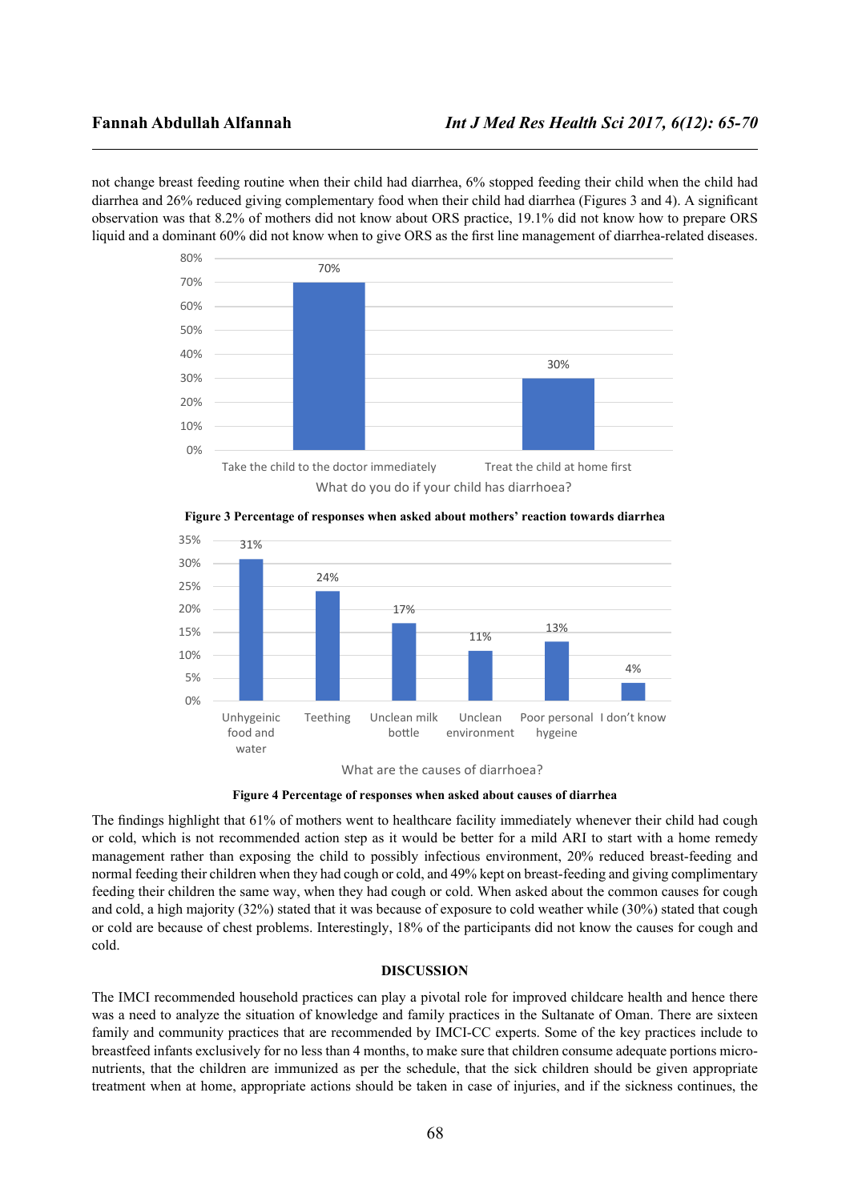not change breast feeding routine when their child had diarrhea, 6% stopped feeding their child when the child had diarrhea and 26% reduced giving complementary food when their child had diarrhea (Figures 3 and 4). A significant observation was that 8.2% of mothers did not know about ORS practice, 19.1% did not know how to prepare ORS liquid and a dominant 60% did not know when to give ORS as the first line management of diarrhea-related diseases.

**Figure 3 Percentage of responses when asked about mothers' reaction towards diarrhea**

**Figure 4 Percentage of responses when asked about causes of diarrhea**

The findings highlight that 61% of mothers went to healthcare facility immediately whenever their child had cough or cold, which is not recommended action step as it would be better for a mild ARI to start with a home remedy management rather than exposing the child to possibly infectious environment, 20% reduced breast-feeding and normal feeding their children when they had cough or cold, and 49% kept on breast-feeding and giving complimentary feeding their children the same way, when they had cough or cold. When asked about the common causes for cough and cold, a high majority (32%) stated that it was because of exposure to cold weather while (30%) stated that cough or cold are because of chest problems. Interestingly, 18% of the participants did not know the causes for cough and cold.

## DISCUSSION

The IMCI recommended household practices can play a pivotal role for improved childcare health and hence there was a need to analyze the situation of knowledge and family practices in the Sultanate of Oman. There are sixteen family and community practices that are recommended by IMCI-CC experts. Some of the key practices include to breastfeed infants exclusively for no less than 4 months, to make sure that children consume adequate portions micro-nutrients, that the children are immunized as per the schedule, that the sick children should be given appropriate treatment when at home, appropriate actions should be taken in case of injuries, and if the sickness continues, the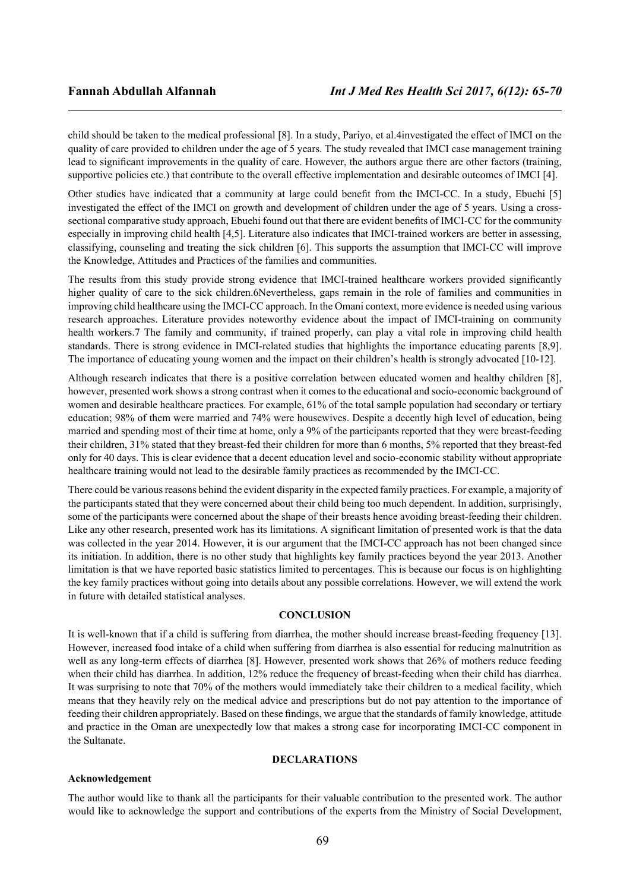child should be taken to the medical professional [8]. In a study, Pariyo, et al.4investigated the effect of IMCI on the quality of care provided to children under the age of 5 years. The study revealed that IMCI case management training lead to significant improvements in the quality of care. However, the authors argue there are other factors (training, supportive policies etc.) that contribute to the overall effective implementation and desirable outcomes of IMCI [4].

Other studies have indicated that a community at large could benefit from the IMCI-CC. In a study, Ebuehi [5] investigated the effect of the IMCI on growth and development of children under the age of 5 years. Using a cross-sectional comparative study approach, Ebuehi found out that there are evident benefits of IMCI-CC for the community especially in improving child health [4,5]. Literature also indicates that IMCI-trained workers are better in assessing, classifying, counseling and treating the sick children [6]. This supports the assumption that IMCI-CC will improve the Knowledge, Attitudes and Practices of the families and communities.

The results from this study provide strong evidence that IMCI-trained healthcare workers provided significantly higher quality of care to the sick children.6Nevertheless, gaps remain in the role of families and communities in improving child healthcare using the IMCI-CC approach. In the Omani context, more evidence is needed using various research approaches. Literature provides noteworthy evidence about the impact of IMCI-training on community health workers.7 The family and community, if trained properly, can play a vital role in improving child health standards. There is strong evidence in IMCI-related studies that highlights the importance educating parents [8,9]. The importance of educating young women and the impact on their children's health is strongly advocated [10-12].

Although research indicates that there is a positive correlation between educated women and healthy children [8], however, presented work shows a strong contrast when it comes to the educational and socio-economic background of women and desirable healthcare practices. For example, 61% of the total sample population had secondary or tertiary education; 98% of them were married and 74% were housewives. Despite a decently high level of education, being married and spending most of their time at home, only a 9% of the participants reported that they were breast-feeding their children, 31% stated that they breast-fed their children for more than 6 months, 5% reported that they breast-fed only for 40 days. This is clear evidence that a decent education level and socio-economic stability without appropriate healthcare training would not lead to the desirable family practices as recommended by the IMCI-CC.

There could be various reasons behind the evident disparity in the expected family practices. For example, a majority of the participants stated that they were concerned about their child being too much dependent. In addition, surprisingly, some of the participants were concerned about the shape of their breasts hence avoiding breast-feeding their children. Like any other research, presented work has its limitations. A significant limitation of presented work is that the data was collected in the year 2014. However, it is our argument that the IMCI-CC approach has not been changed since its initiation. In addition, there is no other study that highlights key family practices beyond the year 2013. Another limitation is that we have reported basic statistics limited to percentages. This is because our focus is on highlighting the key family practices without going into details about any possible correlations. However, we will extend the work in future with detailed statistical analyses.

## CONCLUSION

It is well-known that if a child is suffering from diarrhea, the mother should increase breast-feeding frequency [13]. However, increased food intake of a child when suffering from diarrhea is also essential for reducing malnutrition as well as any long-term effects of diarrhea [8]. However, presented work shows that 26% of mothers reduce feeding when their child has diarrhea. In addition, 12% reduce the frequency of breast-feeding when their child has diarrhea. It was surprising to note that 70% of the mothers would immediately take their children to a medical facility, which means that they heavily rely on the medical advice and prescriptions but do not pay attention to the importance of feeding their children appropriately. Based on these findings, we argue that the standards of family knowledge, attitude and practice in the Oman are unexpectedly low that makes a strong case for incorporating IMCI-CC component in the Sultanate.

## DECLARATIONS

### Acknowledgement

The author would like to thank all the participants for their valuable contribution to the presented work. The author would like to acknowledge the support and contributions of the experts from the Ministry of Social Development,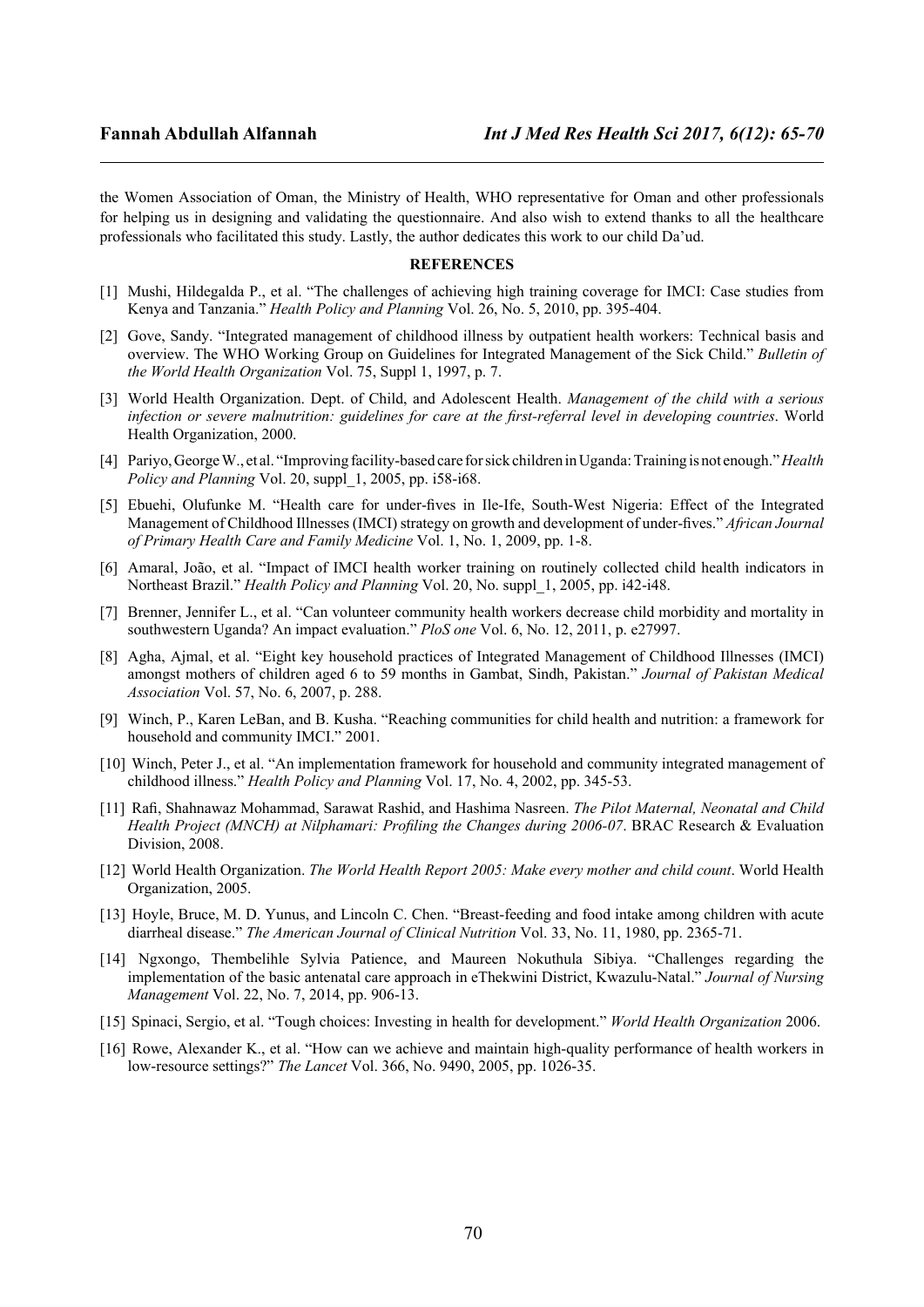the Women Association of Oman, the Ministry of Health, WHO representative for Oman and other professionals for helping us in designing and validating the questionnaire. And also wish to extend thanks to all the healthcare professionals who facilitated this study. Lastly, the author dedicates this work to our child Da'ud.

## REFERENCES

[1] Mushi, Hildegalda P., et al. "The challenges of achieving high training coverage for IMCI: Case studies from Kenya and Tanzania." *Health Policy and Planning* Vol. 26, No. 5, 2010, pp. 395-404.

[2] Gove, Sandy. "Integrated management of childhood illness by outpatient health workers: Technical basis and overview. The WHO Working Group on Guidelines for Integrated Management of the Sick Child." *Bulletin of the World Health Organization* Vol. 75, Suppl 1, 1997, p. 7.

[3] World Health Organization. Dept. of Child, and Adolescent Health. *Management of the child with a serious infection or severe malnutrition: guidelines for care at the first-referral level in developing countries*. World Health Organization, 2000.

[4] Pariyo, George W., et al. "Improving facility-based care for sick children in Uganda: Training is not enough." *Health Policy and Planning* Vol. 20, suppl_1, 2005, pp. i58-i68.

[5] Ebuehi, Olufunke M. "Health care for under-fives in Ile-Ife, South-West Nigeria: Effect of the Integrated Management of Childhood Illnesses (IMCI) strategy on growth and development of under-fives." *African Journal of Primary Health Care and Family Medicine* Vol. 1, No. 1, 2009, pp. 1-8.

[6] Amaral, João, et al. "Impact of IMCI health worker training on routinely collected child health indicators in Northeast Brazil." *Health Policy and Planning* Vol. 20, No. suppl_1, 2005, pp. i42-i48.

[7] Brenner, Jennifer L., et al. "Can volunteer community health workers decrease child morbidity and mortality in southwestern Uganda? An impact evaluation." *PloS one* Vol. 6, No. 12, 2011, p. e27997.

[8] Agha, Ajmal, et al. "Eight key household practices of Integrated Management of Childhood Illnesses (IMCI) amongst mothers of children aged 6 to 59 months in Gambat, Sindh, Pakistan." *Journal of Pakistan Medical Association* Vol. 57, No. 6, 2007, p. 288.

[9] Winch, P., Karen LeBan, and B. Kusha. "Reaching communities for child health and nutrition: a framework for household and community IMCI." 2001.

[10] Winch, Peter J., et al. "An implementation framework for household and community integrated management of childhood illness." *Health Policy and Planning* Vol. 17, No. 4, 2002, pp. 345-53.

[11] Rafi, Shahnawaz Mohammad, Sarawat Rashid, and Hashima Nasreen. *The Pilot Maternal, Neonatal and Child Health Project (MNCH) at Nilphamari: Profiling the Changes during 2006-07*. BRAC Research & Evaluation Division, 2008.

[12] World Health Organization. *The World Health Report 2005: Make every mother and child count*. World Health Organization, 2005.

[13] Hoyle, Bruce, M. D. Yunus, and Lincoln C. Chen. "Breast-feeding and food intake among children with acute diarrheal disease." *The American Journal of Clinical Nutrition* Vol. 33, No. 11, 1980, pp. 2365-71.

[14] Ngxongo, Thembelihle Sylvia Patience, and Maureen Nokuthula Sibiya. "Challenges regarding the implementation of the basic antenatal care approach in eThekwini District, Kwazulu-Natal." *Journal of Nursing Management* Vol. 22, No. 7, 2014, pp. 906-13.

[15] Spinaci, Sergio, et al. "Tough choices: Investing in health for development." *World Health Organization* 2006.

[16] Rowe, Alexander K., et al. "How can we achieve and maintain high-quality performance of health workers in low-resource settings?" *The Lancet* Vol. 366, No. 9490, 2005, pp. 1026-35.